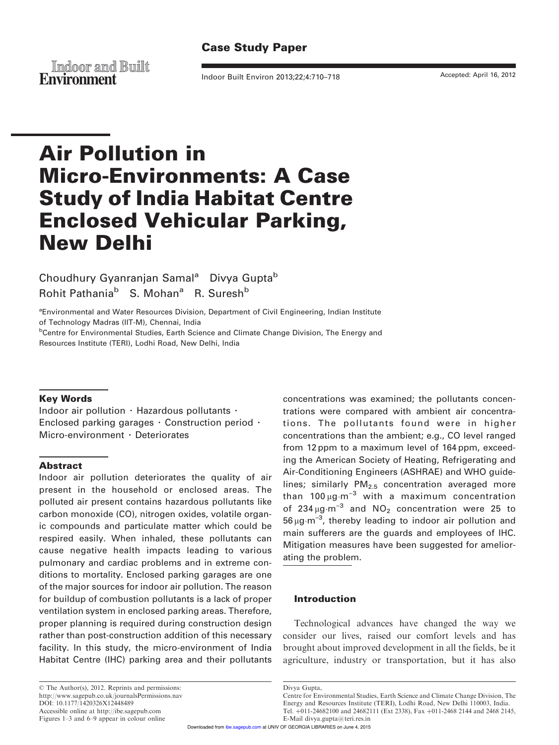Case Study Paper

# Air Pollution in Micro-Environments: A Case Study of India Habitat Centre Enclosed Vehicular Parking, New Delhi

Choudhury Gyanranjan Samal[a] Divya Gupta[b] Rohit Pathania[b] S. Mohan[a] R. Suresh[b]

[a]Environmental and Water Resources Division, Department of Civil Engineering, Indian Institute of Technology Madras (IIT-M), Chennai, India
[b]Centre for Environmental Studies, Earth Science and Climate Change Division, The Energy and Resources Institute (TERI), Lodhi Road, New Delhi, India

### Key Words

Indoor air pollution · Hazardous pollutants · Enclosed parking garages · Construction period · Micro-environment · Deteriorates

### Abstract

Indoor air pollution deteriorates the quality of air present in the household or enclosed areas. The polluted air present contains hazardous pollutants like carbon monoxide (CO), nitrogen oxides, volatile organic compounds and particulate matter which could be respired easily. When inhaled, these pollutants can cause negative health impacts leading to various pulmonary and cardiac problems and in extreme conditions to mortality. Enclosed parking garages are one of the major sources for indoor air pollution. The reason for buildup of combustion pollutants is a lack of proper ventilation system in enclosed parking areas. Therefore, proper planning is required during construction design rather than post-construction addition of this necessary facility. In this study, the micro-environment of India Habitat Centre (IHC) parking area and their pollutants concentrations was examined; the pollutants concentrations were compared with ambient air concentrations. The pollutants found were in higher concentrations than the ambient; e.g., CO level ranged from 12 ppm to a maximum level of 164 ppm, exceeding the American Society of Heating, Refrigerating and Air-Conditioning Engineers (ASHRAE) and WHO guidelines; similarly $PM_{2.5}$ concentration averaged more than 100 $\mu g{\cdot}m^{-3}$ with a maximum concentration of 234 $\mu g{\cdot}m^{-3}$ and $NO_2$ concentration were 25 to 56 $\mu g{\cdot}m^{-3}$, thereby leading to indoor air pollution and main sufferers are the guards and employees of IHC. Mitigation measures have been suggested for ameliorating the problem.

### Introduction

Technological advances have changed the way we consider our lives, raised our comfort levels and has brought about improved development in all the fields, be it agriculture, industry or transportation, but it has also

---

© The Author(s), 2012. Reprints and permissions: http://www.sagepub.co.uk/journalsPermissions.nav
DOI: 10.1177/1420326X12448489
Accessible online at http://ibe.sagepub.com
Figures 1–3 and 6–9 appear in colour online

Divya Gupta,
Centre for Environmental Studies, Earth Science and Climate Change Division, The Energy and Resources Institute (TERI), Lodhi Road, New Delhi 110003, India.
Tel. +011-24682100 and 24682111 (Ext 2338), Fax +011-2468 2144 and 2468 2145,
E-Mail divya.gupta@teri.res.in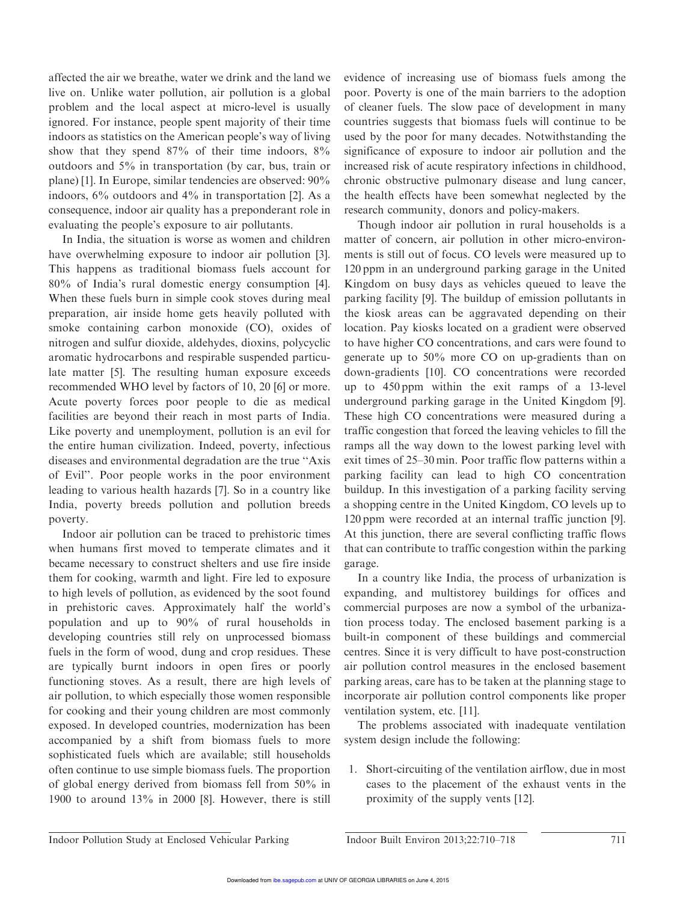affected the air we breathe, water we drink and the land we live on. Unlike water pollution, air pollution is a global problem and the local aspect at micro-level is usually ignored. For instance, people spent majority of their time indoors as statistics on the American people's way of living show that they spend 87% of their time indoors, 8% outdoors and 5% in transportation (by car, bus, train or plane) [1]. In Europe, similar tendencies are observed: 90% indoors, 6% outdoors and 4% in transportation [2]. As a consequence, indoor air quality has a preponderant role in evaluating the people's exposure to air pollutants.

In India, the situation is worse as women and children have overwhelming exposure to indoor air pollution [3]. This happens as traditional biomass fuels account for 80% of India's rural domestic energy consumption [4]. When these fuels burn in simple cook stoves during meal preparation, air inside home gets heavily polluted with smoke containing carbon monoxide (CO), oxides of nitrogen and sulfur dioxide, aldehydes, dioxins, polycyclic aromatic hydrocarbons and respirable suspended particulate matter [5]. The resulting human exposure exceeds recommended WHO level by factors of 10, 20 [6] or more. Acute poverty forces poor people to die as medical facilities are beyond their reach in most parts of India. Like poverty and unemployment, pollution is an evil for the entire human civilization. Indeed, poverty, infectious diseases and environmental degradation are the true "Axis of Evil". Poor people works in the poor environment leading to various health hazards [7]. So in a country like India, poverty breeds pollution and pollution breeds poverty.

Indoor air pollution can be traced to prehistoric times when humans first moved to temperate climates and it became necessary to construct shelters and use fire inside them for cooking, warmth and light. Fire led to exposure to high levels of pollution, as evidenced by the soot found in prehistoric caves. Approximately half the world's population and up to 90% of rural households in developing countries still rely on unprocessed biomass fuels in the form of wood, dung and crop residues. These are typically burnt indoors in open fires or poorly functioning stoves. As a result, there are high levels of air pollution, to which especially those women responsible for cooking and their young children are most commonly exposed. In developed countries, modernization has been accompanied by a shift from biomass fuels to more sophisticated fuels which are available; still households often continue to use simple biomass fuels. The proportion of global energy derived from biomass fell from 50% in 1900 to around 13% in 2000 [8]. However, there is still evidence of increasing use of biomass fuels among the poor. Poverty is one of the main barriers to the adoption of cleaner fuels. The slow pace of development in many countries suggests that biomass fuels will continue to be used by the poor for many decades. Notwithstanding the significance of exposure to indoor air pollution and the increased risk of acute respiratory infections in childhood, chronic obstructive pulmonary disease and lung cancer, the health effects have been somewhat neglected by the research community, donors and policy-makers.

Though indoor air pollution in rural households is a matter of concern, air pollution in other micro-environments is still out of focus. CO levels were measured up to 120 ppm in an underground parking garage in the United Kingdom on busy days as vehicles queued to leave the parking facility [9]. The buildup of emission pollutants in the kiosk areas can be aggravated depending on their location. Pay kiosks located on a gradient were observed to have higher CO concentrations, and cars were found to generate up to 50% more CO on up-gradients than on down-gradients [10]. CO concentrations were recorded up to 450 ppm within the exit ramps of a 13-level underground parking garage in the United Kingdom [9]. These high CO concentrations were measured during a traffic congestion that forced the leaving vehicles to fill the ramps all the way down to the lowest parking level with exit times of 25–30 min. Poor traffic flow patterns within a parking facility can lead to high CO concentration buildup. In this investigation of a parking facility serving a shopping centre in the United Kingdom, CO levels up to 120 ppm were recorded at an internal traffic junction [9]. At this junction, there are several conflicting traffic flows that can contribute to traffic congestion within the parking garage.

In a country like India, the process of urbanization is expanding, and multistorey buildings for offices and commercial purposes are now a symbol of the urbanization process today. The enclosed basement parking is a built-in component of these buildings and commercial centres. Since it is very difficult to have post-construction air pollution control measures in the enclosed basement parking areas, care has to be taken at the planning stage to incorporate air pollution control components like proper ventilation system, etc. [11].

The problems associated with inadequate ventilation system design include the following:

1. Short-circuiting of the ventilation airflow, due in most cases to the placement of the exhaust vents in the proximity of the supply vents [12].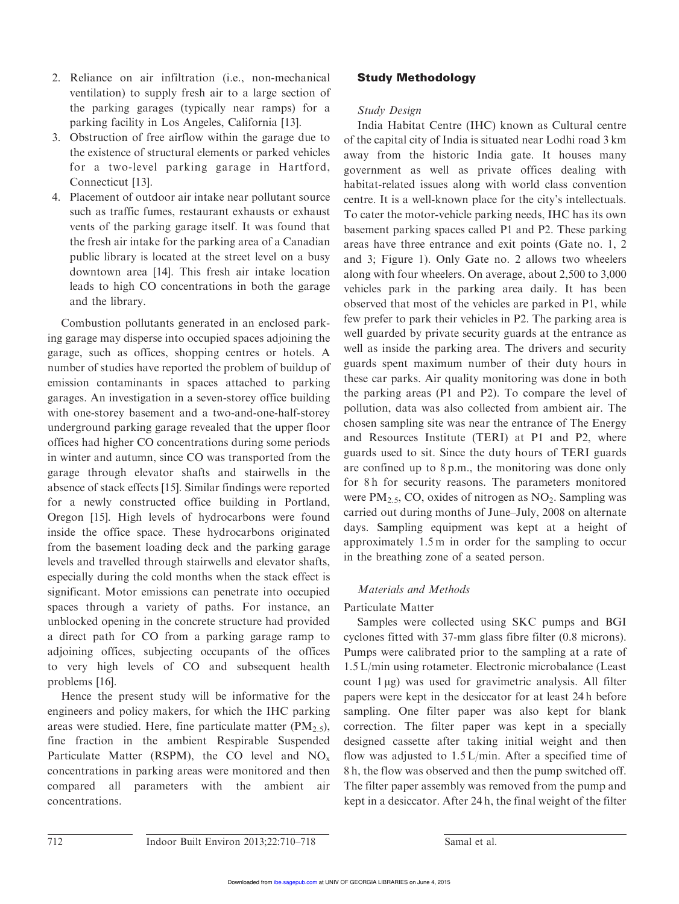2. Reliance on air infiltration (i.e., non-mechanical ventilation) to supply fresh air to a large section of the parking garages (typically near ramps) for a parking facility in Los Angeles, California [13].
3. Obstruction of free airflow within the garage due to the existence of structural elements or parked vehicles for a two-level parking garage in Hartford, Connecticut [13].
4. Placement of outdoor air intake near pollutant source such as traffic fumes, restaurant exhausts or exhaust vents of the parking garage itself. It was found that the fresh air intake for the parking area of a Canadian public library is located at the street level on a busy downtown area [14]. This fresh air intake location leads to high CO concentrations in both the garage and the library.

Combustion pollutants generated in an enclosed parking garage may disperse into occupied spaces adjoining the garage, such as offices, shopping centres or hotels. A number of studies have reported the problem of buildup of emission contaminants in spaces attached to parking garages. An investigation in a seven-storey office building with one-storey basement and a two-and-one-half-storey underground parking garage revealed that the upper floor offices had higher CO concentrations during some periods in winter and autumn, since CO was transported from the garage through elevator shafts and stairwells in the absence of stack effects [15]. Similar findings were reported for a newly constructed office building in Portland, Oregon [15]. High levels of hydrocarbons were found inside the office space. These hydrocarbons originated from the basement loading deck and the parking garage levels and travelled through stairwells and elevator shafts, especially during the cold months when the stack effect is significant. Motor emissions can penetrate into occupied spaces through a variety of paths. For instance, an unblocked opening in the concrete structure had provided a direct path for CO from a parking garage ramp to adjoining offices, subjecting occupants of the offices to very high levels of CO and subsequent health problems [16].

Hence the present study will be informative for the engineers and policy makers, for which the IHC parking areas were studied. Here, fine particulate matter ($PM_{2.5}$), fine fraction in the ambient Respirable Suspended Particulate Matter (RSPM), the CO level and $NO_x$ concentrations in parking areas were monitored and then compared all parameters with the ambient air concentrations.

## Study Methodology

### *Study Design*

India Habitat Centre (IHC) known as Cultural centre of the capital city of India is situated near Lodhi road 3 km away from the historic India gate. It houses many government as well as private offices dealing with habitat-related issues along with world class convention centre. It is a well-known place for the city's intellectuals. To cater the motor-vehicle parking needs, IHC has its own basement parking spaces called P1 and P2. These parking areas have three entrance and exit points (Gate no. 1, 2 and 3; Figure 1). Only Gate no. 2 allows two wheelers along with four wheelers. On average, about 2,500 to 3,000 vehicles park in the parking area daily. It has been observed that most of the vehicles are parked in P1, while few prefer to park their vehicles in P2. The parking area is well guarded by private security guards at the entrance as well as inside the parking area. The drivers and security guards spent maximum number of their duty hours in these car parks. Air quality monitoring was done in both the parking areas (P1 and P2). To compare the level of pollution, data was also collected from ambient air. The chosen sampling site was near the entrance of The Energy and Resources Institute (TERI) at P1 and P2, where guards used to sit. Since the duty hours of TERI guards are confined up to 8 p.m., the monitoring was done only for 8 h for security reasons. The parameters monitored were $PM_{2.5}$, CO, oxides of nitrogen as $NO_2$. Sampling was carried out during months of June–July, 2008 on alternate days. Sampling equipment was kept at a height of approximately 1.5 m in order for the sampling to occur in the breathing zone of a seated person.

### *Materials and Methods*

#### Particulate Matter

Samples were collected using SKC pumps and BGI cyclones fitted with 37-mm glass fibre filter (0.8 microns). Pumps were calibrated prior to the sampling at a rate of 1.5 L/min using rotameter. Electronic microbalance (Least count 1 μg) was used for gravimetric analysis. All filter papers were kept in the desiccator for at least 24 h before sampling. One filter paper was also kept for blank correction. The filter paper was kept in a specially designed cassette after taking initial weight and then flow was adjusted to 1.5 L/min. After a specified time of 8 h, the flow was observed and then the pump switched off. The filter paper assembly was removed from the pump and kept in a desiccator. After 24 h, the final weight of the filter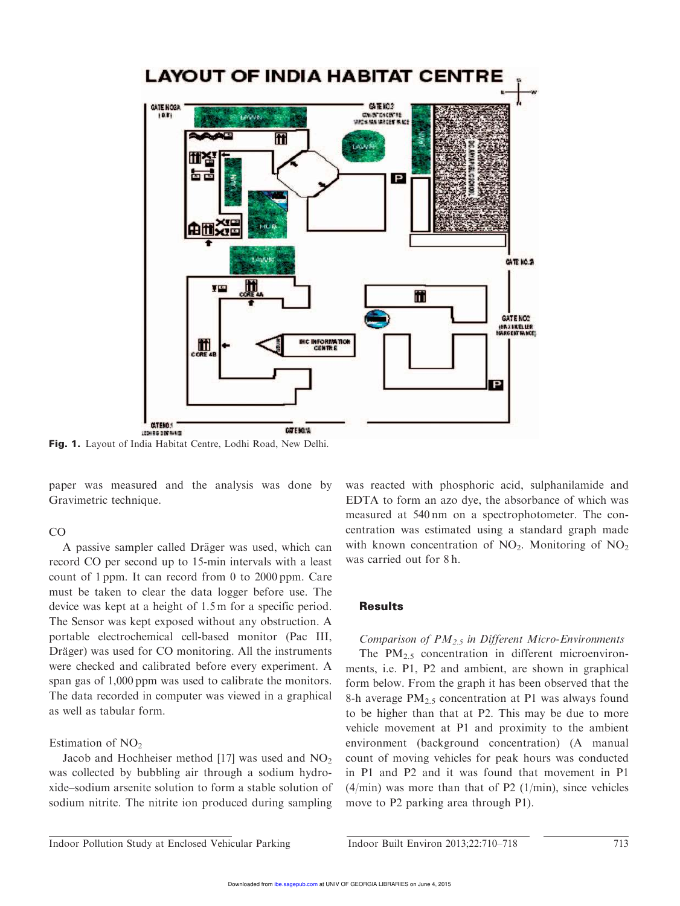Fig. 1. Layout of India Habitat Centre, Lodhi Road, New Delhi.

paper was measured and the analysis was done by Gravimetric technique.

CO

A passive sampler called Dräger was used, which can record CO per second up to 15-min intervals with a least count of 1 ppm. It can record from 0 to 2000 ppm. Care must be taken to clear the data logger before use. The device was kept at a height of 1.5 m for a specific period. The Sensor was kept exposed without any obstruction. A portable electrochemical cell-based monitor (Pac III, Dräger) was used for CO monitoring. All the instruments were checked and calibrated before every experiment. A span gas of 1,000 ppm was used to calibrate the monitors. The data recorded in computer was viewed in a graphical as well as tabular form.

Estimation of $NO_2$

Jacob and Hochheiser method [17] was used and $NO_2$ was collected by bubbling air through a sodium hydroxide–sodium arsenite solution to form a stable solution of sodium nitrite. The nitrite ion produced during sampling was reacted with phosphoric acid, sulphanilamide and EDTA to form an azo dye, the absorbance of which was measured at 540 nm on a spectrophotometer. The concentration was estimated using a standard graph made with known concentration of $NO_2$. Monitoring of $NO_2$ was carried out for 8 h.

## Results

*Comparison of $PM_{2.5}$ in Different Micro-Environments*

The $PM_{2.5}$ concentration in different microenvironments, i.e. P1, P2 and ambient, are shown in graphical form below. From the graph it has been observed that the 8-h average $PM_{2.5}$ concentration at P1 was always found to be higher than that at P2. This may be due to more vehicle movement at P1 and proximity to the ambient environment (background concentration) (A manual count of moving vehicles for peak hours was conducted in P1 and P2 and it was found that movement in P1 (4/min) was more than that of P2 (1/min), since vehicles move to P2 parking area through P1).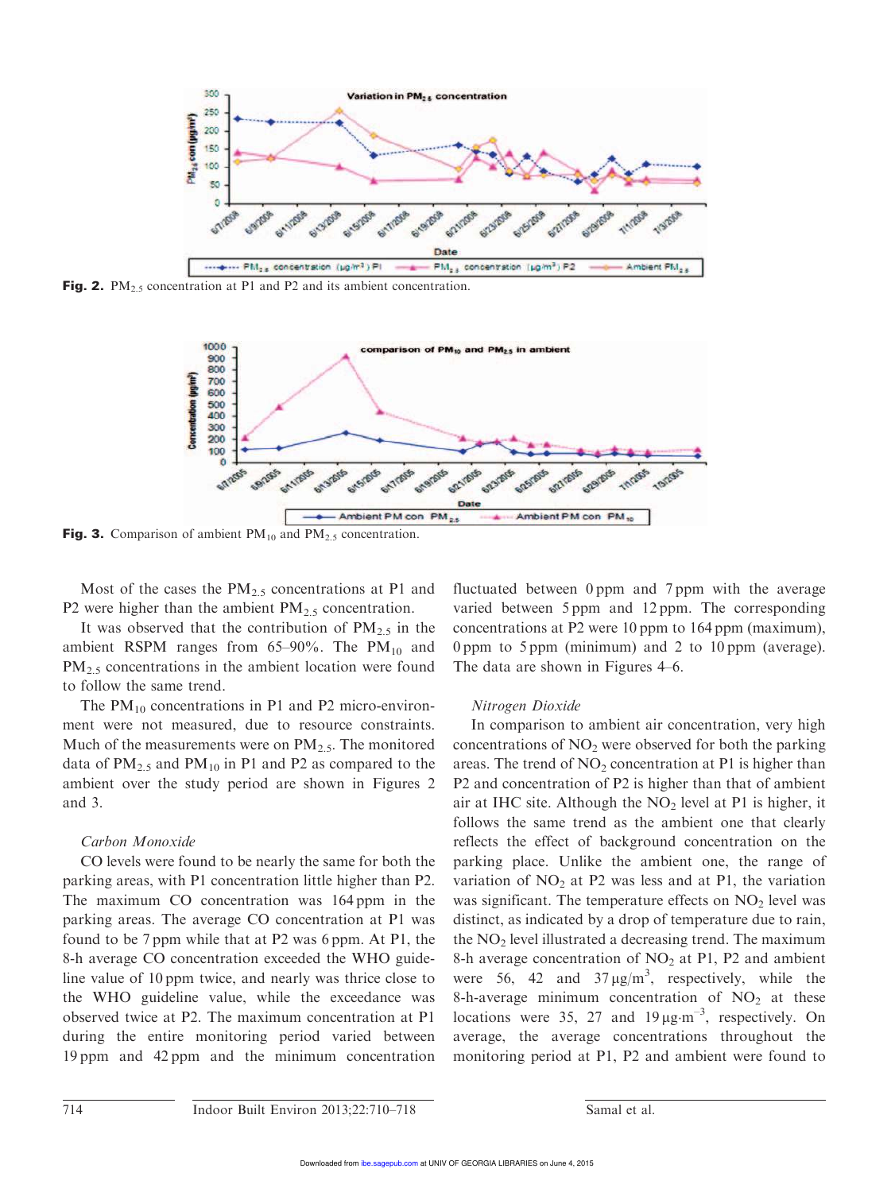Fig. 2. $PM_{2.5}$ concentration at P1 and P2 and its ambient concentration.

Fig. 3. Comparison of ambient $PM_{10}$ and $PM_{2.5}$ concentration.

Most of the cases the $PM_{2.5}$ concentrations at P1 and P2 were higher than the ambient $PM_{2.5}$ concentration.

It was observed that the contribution of $PM_{2.5}$ in the ambient RSPM ranges from 65–90%. The $PM_{10}$ and $PM_{2.5}$ concentrations in the ambient location were found to follow the same trend.

The $PM_{10}$ concentrations in P1 and P2 micro-environment were not measured, due to resource constraints. Much of the measurements were on $PM_{2.5}$. The monitored data of $PM_{2.5}$ and $PM_{10}$ in P1 and P2 as compared to the ambient over the study period are shown in Figures 2 and 3.

*Carbon Monoxide*

CO levels were found to be nearly the same for both the parking areas, with P1 concentration little higher than P2. The maximum CO concentration was 164 ppm in the parking areas. The average CO concentration at P1 was found to be 7 ppm while that at P2 was 6 ppm. At P1, the 8-h average CO concentration exceeded the WHO guideline value of 10 ppm twice, and nearly was thrice close to the WHO guideline value, while the exceedance was observed twice at P2. The maximum concentration at P1 during the entire monitoring period varied between 19 ppm and 42 ppm and the minimum concentration fluctuated between 0 ppm and 7 ppm with the average varied between 5 ppm and 12 ppm. The corresponding concentrations at P2 were 10 ppm to 164 ppm (maximum), 0 ppm to 5 ppm (minimum) and 2 to 10 ppm (average). The data are shown in Figures 4–6.

*Nitrogen Dioxide*

In comparison to ambient air concentration, very high concentrations of $NO_2$ were observed for both the parking areas. The trend of $NO_2$ concentration at P1 is higher than P2 and concentration of P2 is higher than that of ambient air at IHC site. Although the $NO_2$ level at P1 is higher, it follows the same trend as the ambient one that clearly reflects the effect of background concentration on the parking place. Unlike the ambient one, the range of variation of $NO_2$ at P2 was less and at P1, the variation was significant. The temperature effects on $NO_2$ level was distinct, as indicated by a drop of temperature due to rain, the $NO_2$ level illustrated a decreasing trend. The maximum 8-h average concentration of $NO_2$ at P1, P2 and ambient were 56, 42 and 37 $\mu g/m^3$, respectively, while the 8-h-average minimum concentration of $NO_2$ at these locations were 35, 27 and 19 $\mu g \cdot m^{-3}$, respectively. On average, the average concentrations throughout the monitoring period at P1, P2 and ambient were found to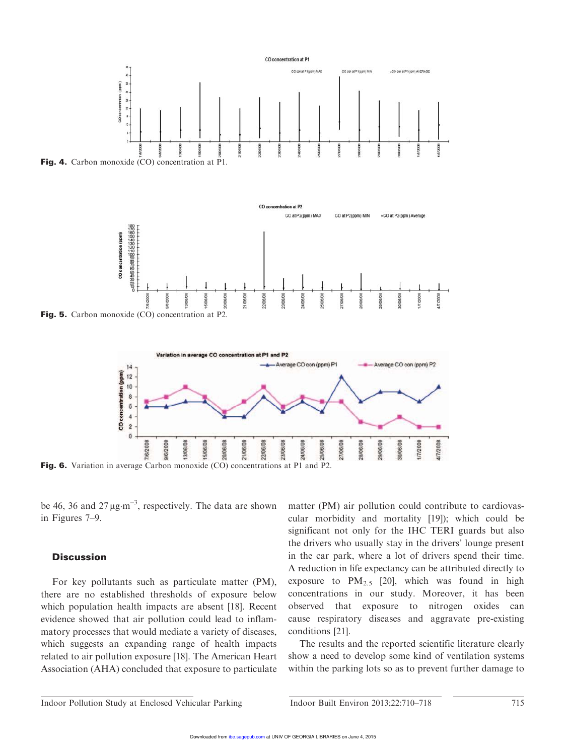**Fig. 4.** Carbon monoxide (CO) concentration at P1.

**Fig. 5.** Carbon monoxide (CO) concentration at P2.

**Fig. 6.** Variation in average Carbon monoxide (CO) concentrations at P1 and P2.

be 46, 36 and 27 $\mu g \cdot m^{-3}$, respectively. The data are shown in Figures 7–9.

## Discussion

For key pollutants such as particulate matter (PM), there are no established thresholds of exposure below which population health impacts are absent [18]. Recent evidence showed that air pollution could lead to inflammatory processes that would mediate a variety of diseases, which suggests an expanding range of health impacts related to air pollution exposure [18]. The American Heart Association (AHA) concluded that exposure to particulate matter (PM) air pollution could contribute to cardiovascular morbidity and mortality [19]); which could be significant not only for the IHC TERI guards but also the drivers who usually stay in the drivers' lounge present in the car park, where a lot of drivers spend their time. A reduction in life expectancy can be attributed directly to exposure to $PM_{2.5}$ [20], which was found in high concentrations in our study. Moreover, it has been observed that exposure to nitrogen oxides can cause respiratory diseases and aggravate pre-existing conditions [21].

The results and the reported scientific literature clearly show a need to develop some kind of ventilation systems within the parking lots so as to prevent further damage to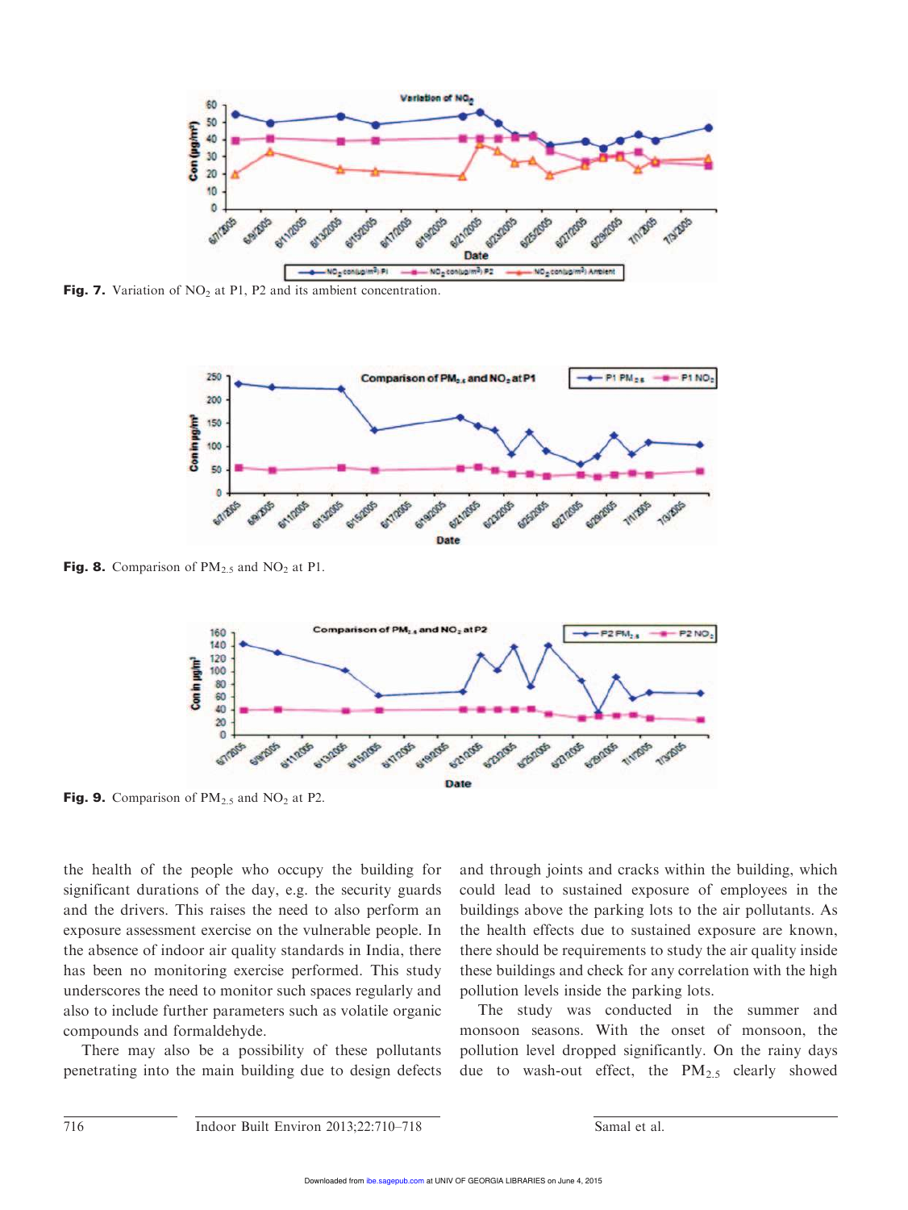**Fig. 7.** Variation of $NO_2$ at P1, P2 and its ambient concentration.

**Fig. 8.** Comparison of $PM_{2.5}$ and $NO_2$ at P1.

**Fig. 9.** Comparison of $PM_{2.5}$ and $NO_2$ at P2.

the health of the people who occupy the building for significant durations of the day, e.g. the security guards and the drivers. This raises the need to also perform an exposure assessment exercise on the vulnerable people. In the absence of indoor air quality standards in India, there has been no monitoring exercise performed. This study underscores the need to monitor such spaces regularly and also to include further parameters such as volatile organic compounds and formaldehyde.

There may also be a possibility of these pollutants penetrating into the main building due to design defects and through joints and cracks within the building, which could lead to sustained exposure of employees in the buildings above the parking lots to the air pollutants. As the health effects due to sustained exposure are known, there should be requirements to study the air quality inside these buildings and check for any correlation with the high pollution levels inside the parking lots.

The study was conducted in the summer and monsoon seasons. With the onset of monsoon, the pollution level dropped significantly. On the rainy days due to wash-out effect, the $PM_{2.5}$ clearly showed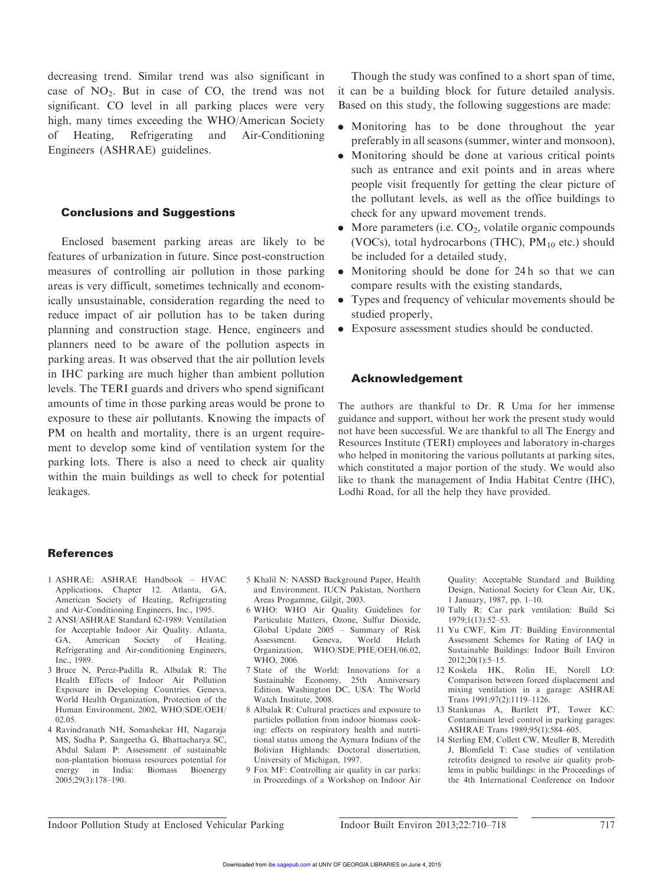decreasing trend. Similar trend was also significant in case of $NO_2$. But in case of CO, the trend was not significant. CO level in all parking places were very high, many times exceeding the WHO/American Society of Heating, Refrigerating and Air-Conditioning Engineers (ASHRAE) guidelines.

## Conclusions and Suggestions

Enclosed basement parking areas are likely to be features of urbanization in future. Since post-construction measures of controlling air pollution in those parking areas is very difficult, sometimes technically and economically unsustainable, consideration regarding the need to reduce impact of air pollution has to be taken during planning and construction stage. Hence, engineers and planners need to be aware of the pollution aspects in parking areas. It was observed that the air pollution levels in IHC parking are much higher than ambient pollution levels. The TERI guards and drivers who spend significant amounts of time in those parking areas would be prone to exposure to these air pollutants. Knowing the impacts of PM on health and mortality, there is an urgent requirement to develop some kind of ventilation system for the parking lots. There is also a need to check air quality within the main buildings as well to check for potential leakages.

Though the study was confined to a short span of time, it can be a building block for future detailed analysis. Based on this study, the following suggestions are made:

- Monitoring has to be done throughout the year preferably in all seasons (summer, winter and monsoon),
- Monitoring should be done at various critical points such as entrance and exit points and in areas where people visit frequently for getting the clear picture of the pollutant levels, as well as the office buildings to check for any upward movement trends.
- More parameters (i.e. $CO_2$, volatile organic compounds (VOCs), total hydrocarbons (THC), $PM_{10}$ etc.) should be included for a detailed study,
- Monitoring should be done for 24 h so that we can compare results with the existing standards,
- Types and frequency of vehicular movements should be studied properly,
- Exposure assessment studies should be conducted.

## Acknowledgement

The authors are thankful to Dr. R Uma for her immense guidance and support, without her work the present study would not have been successful. We are thankful to all The Energy and Resources Institute (TERI) employees and laboratory in-charges who helped in monitoring the various pollutants at parking sites, which constituted a major portion of the study. We would also like to thank the management of India Habitat Centre (IHC), Lodhi Road, for all the help they have provided.

## References

1 ASHRAE: ASHRAE Handbook – HVAC Applications, Chapter 12. Atlanta, GA, American Society of Heating, Refrigerating and Air-Conditioning Engineers, Inc., 1995.

2 ANSI/ASHRAE Standard 62-1989: Ventilation for Acceptable Indoor Air Quality. Atlanta, GA, American Society of Heating, Refrigerating and Air-conditioning Engineers, Inc., 1989.

3 Bruce N, Perez-Padilla R, Albalak R: The Health Effects of Indoor Air Pollution Exposure in Developing Countries. Geneva, World Health Organization, Protection of the Human Environment, 2002, WHO/SDE/OEH/02.05.

4 Ravindranath NH, Somashekar HI, Nagaraja MS, Sudha P, Sangeetha G, Bhattacharya SC, Abdul Salam P: Assessment of sustainable non-plantation biomass resources potential for energy in India: Biomass Bioenergy 2005;29(3):178–190.

5 Khalil N: NASSD Background Paper, Health and Environment. IUCN Pakistan, Northern Areas Progamme, Gilgit, 2003.

6 WHO: WHO Air Quality Guidelines for Particulate Matters, Ozone, Sulfur Dioxide, Global Update 2005 – Summary of Risk Assessment. Geneva, World Helath Organization, WHO/SDE/PHE/OEH/06.02, WHO, 2006.

7 State of the World: Innovations for a Sustainable Economy, 25th Anniversary Edition. Washington DC, USA: The World Watch Institute, 2008.

8 Albalak R: Cultural practices and exposure to particles pollution from indoor biomass cooking: effects on respiratory health and nutritional status among the Aymara Indians of the Bolivian Highlands: Doctoral dissertation, University of Michigan, 1997.

9 Fox MF: Controlling air quality in car parks: in Proceedings of a Workshop on Indoor Air Quality: Acceptable Standard and Building Design, National Society for Clean Air, UK, 1 January, 1987, pp. 1–10.

10 Tully R: Car park ventilation: Build Sci 1979;1(13):52–53.

11 Yu CWF, Kim JT: Building Environmental Assessment Schemes for Rating of IAQ in Sustainable Buildings: Indoor Built Environ 2012;20(1):5–15.

12 Koskela HK, Rolin IE, Norell LO: Comparison between forced displacement and mixing ventilation in a garage: ASHRAE Trans 1991;97(2):1119–1126.

13 Stankunas A, Bartlett PT, Tower KC: Contaminant level control in parking garages: ASHRAE Trans 1989;95(1):584–605.

14 Sterling EM, Collett CW, Meuller B, Meredith J, Blomfield T: Case studies of ventilation retrofits designed to resolve air quality problems in public buildings: in the Proceedings of the 4th International Conference on Indoor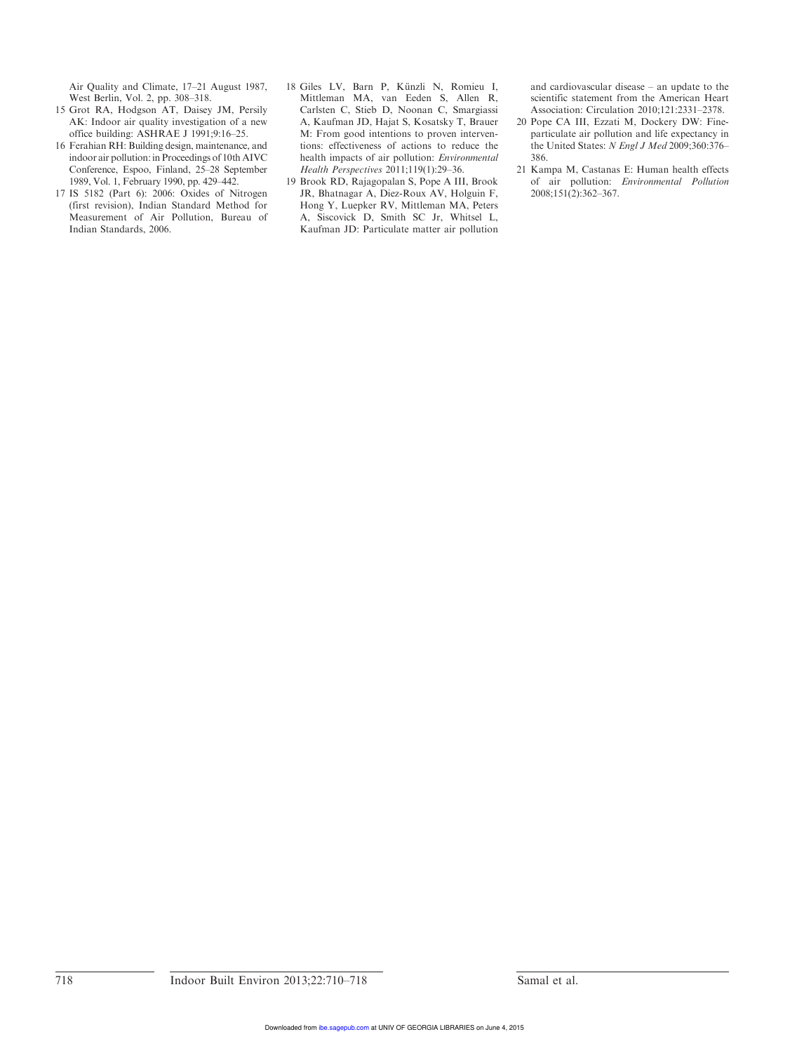Air Quality and Climate, 17–21 August 1987, West Berlin, Vol. 2, pp. 308–318.

15 Grot RA, Hodgson AT, Daisey JM, Persily AK: Indoor air quality investigation of a new office building: ASHRAE J 1991;9:16–25.

16 Ferahian RH: Building design, maintenance, and indoor air pollution: in Proceedings of 10th AIVC Conference, Espoo, Finland, 25–28 September 1989, Vol. 1, February 1990, pp. 429–442.

17 IS 5182 (Part 6): 2006: Oxides of Nitrogen (first revision), Indian Standard Method for Measurement of Air Pollution, Bureau of Indian Standards, 2006.

18 Giles LV, Barn P, Künzli N, Romieu I, Mittleman MA, van Eeden S, Allen R, Carlsten C, Stieb D, Noonan C, Smargiassi A, Kaufman JD, Hajat S, Kosatsky T, Brauer M: From good intentions to proven interventions: effectiveness of actions to reduce the health impacts of air pollution: *Environmental Health Perspectives* 2011;119(1):29–36.

19 Brook RD, Rajagopalan S, Pope A III, Brook JR, Bhatnagar A, Diez-Roux AV, Holguin F, Hong Y, Luepker RV, Mittleman MA, Peters A, Siscovick D, Smith SC Jr, Whitsel L, Kaufman JD: Particulate matter air pollution and cardiovascular disease – an update to the scientific statement from the American Heart Association: Circulation 2010;121:2331–2378.

20 Pope CA III, Ezzati M, Dockery DW: Fine-particulate air pollution and life expectancy in the United States: *N Engl J Med* 2009;360:376–386.

21 Kampa M, Castanas E: Human health effects of air pollution: *Environmental Pollution* 2008;151(2):362–367.